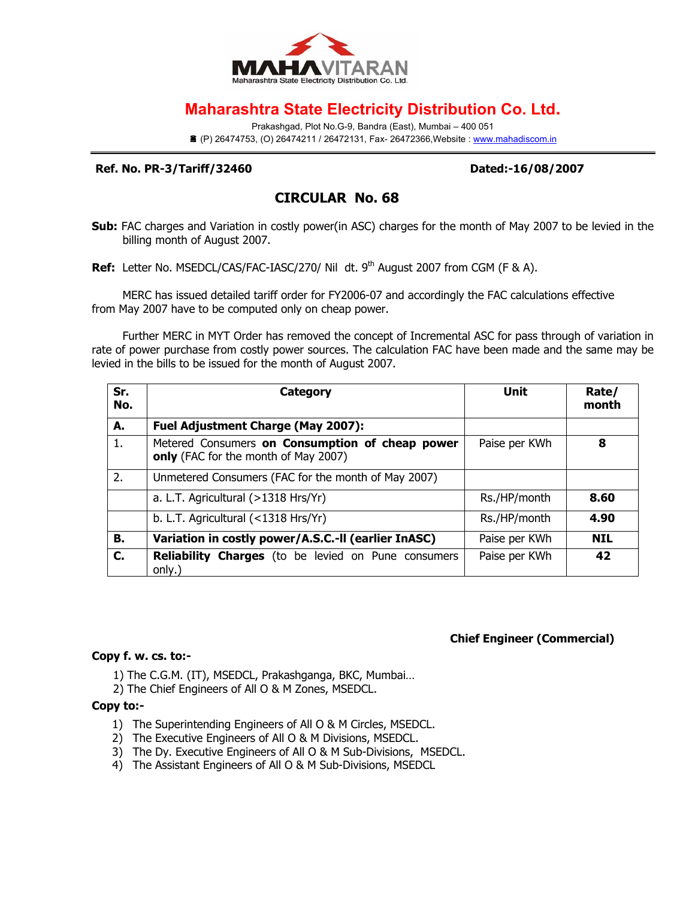MAHAVITARAN
Maharashtra State Electricity Distribution Co. Ltd.

# Maharashtra State Electricity Distribution Co. Ltd.

Prakashgad, Plot No.G-9, Bandra (East), Mumbai – 400 051
☎ (P) 26474753, (O) 26474211 / 26472131, Fax- 26472366,Website : www.mahadiscom.in

**Ref. No. PR-3/Tariff/32460** **Dated:-16/08/2007**

## CIRCULAR No. 68

**Sub:** FAC charges and Variation in costly power(in ASC) charges for the month of May 2007 to be levied in the billing month of August 2007.

**Ref:** Letter No. MSEDCL/CAS/FAC-IASC/270/ Nil dt. 9th August 2007 from CGM (F & A).

MERC has issued detailed tariff order for FY2006-07 and accordingly the FAC calculations effective from May 2007 have to be computed only on cheap power.

Further MERC in MYT Order has removed the concept of Incremental ASC for pass through of variation in rate of power purchase from costly power sources. The calculation FAC have been made and the same may be levied in the bills to be issued for the month of August 2007.

| Sr. No. | Category | Unit | Rate/ month |
|---|---|---|---|
| **A.** | **Fuel Adjustment Charge (May 2007):** | | |
| 1. | Metered Consumers **on Consumption of cheap power only** (FAC for the month of May 2007) | Paise per KWh | **8** |
| 2. | Unmetered Consumers (FAC for the month of May 2007) | | |
| | a. L.T. Agricultural (>1318 Hrs/Yr) | Rs./HP/month | **8.60** |
| | b. L.T. Agricultural (<1318 Hrs/Yr) | Rs./HP/month | **4.90** |
| **B.** | **Variation in costly power/A.S.C.-II (earlier InASC)** | Paise per KWh | **NIL** |
| **C.** | **Reliability Charges** (to be levied on Pune consumers only.) | Paise per KWh | **42** |

**Chief Engineer (Commercial)**

**Copy f. w. cs. to:-**

1) The C.G.M. (IT), MSEDCL, Prakashganga, BKC, Mumbai…
2) The Chief Engineers of All O & M Zones, MSEDCL.

**Copy to:-**

1) The Superintending Engineers of All O & M Circles, MSEDCL.
2) The Executive Engineers of All O & M Divisions, MSEDCL.
3) The Dy. Executive Engineers of All O & M Sub-Divisions, MSEDCL.
4) The Assistant Engineers of All O & M Sub-Divisions, MSEDCL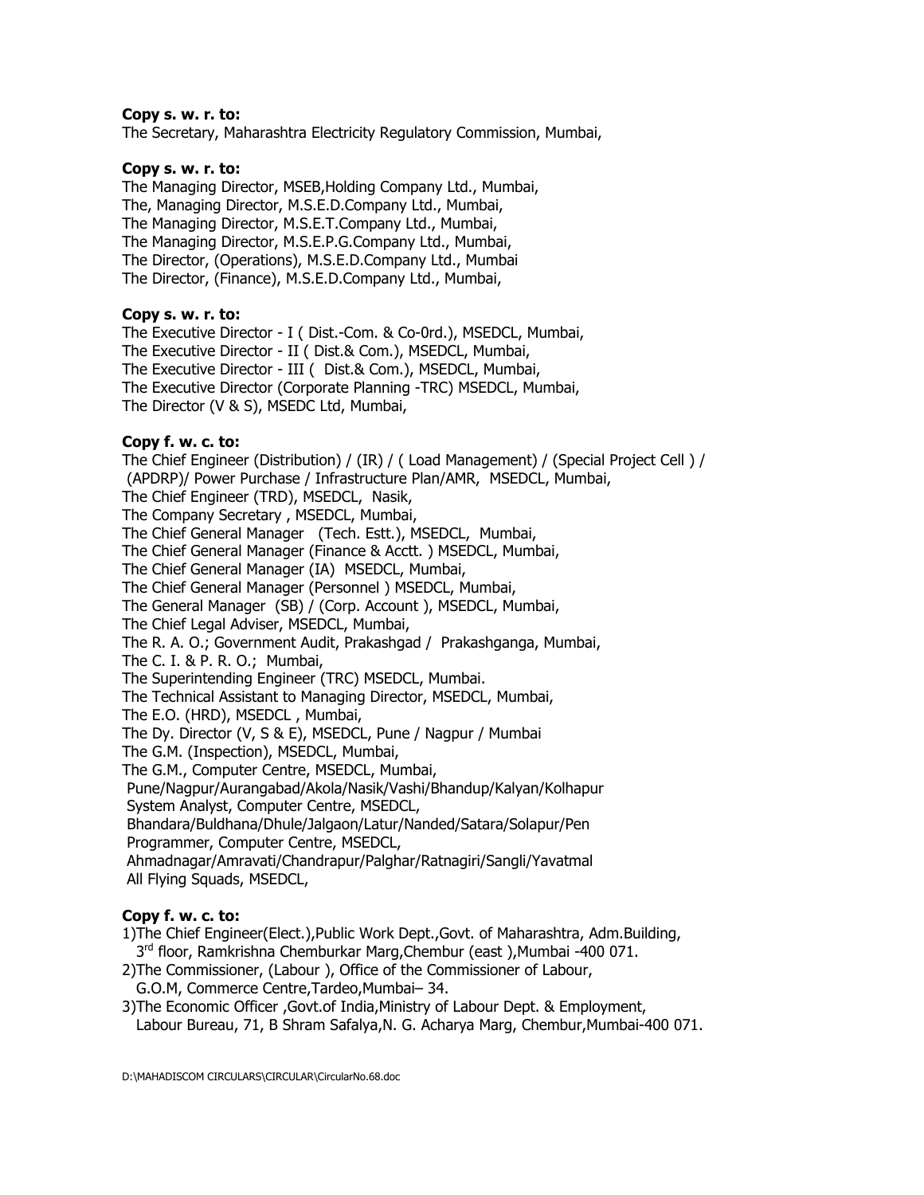**Copy s. w. r. to:**
The Secretary, Maharashtra Electricity Regulatory Commission, Mumbai,

**Copy s. w. r. to:**
The Managing Director, MSEB,Holding Company Ltd., Mumbai,
The, Managing Director, M.S.E.D.Company Ltd., Mumbai,
The Managing Director, M.S.E.T.Company Ltd., Mumbai,
The Managing Director, M.S.E.P.G.Company Ltd., Mumbai,
The Director, (Operations), M.S.E.D.Company Ltd., Mumbai
The Director, (Finance), M.S.E.D.Company Ltd., Mumbai,

**Copy s. w. r. to:**
The Executive Director - I ( Dist.-Com. & Co-0rd.), MSEDCL, Mumbai,
The Executive Director - II ( Dist.& Com.), MSEDCL, Mumbai,
The Executive Director - III ( Dist.& Com.), MSEDCL, Mumbai,
The Executive Director (Corporate Planning -TRC) MSEDCL, Mumbai,
The Director (V & S), MSEDC Ltd, Mumbai,

**Copy f. w. c. to:**
The Chief Engineer (Distribution) / (IR) / ( Load Management) / (Special Project Cell ) / (APDRP)/ Power Purchase / Infrastructure Plan/AMR, MSEDCL, Mumbai,
The Chief Engineer (TRD), MSEDCL, Nasik,
The Company Secretary , MSEDCL, Mumbai,
The Chief General Manager (Tech. Estt.), MSEDCL, Mumbai,
The Chief General Manager (Finance & Acctt. ) MSEDCL, Mumbai,
The Chief General Manager (IA) MSEDCL, Mumbai,
The Chief General Manager (Personnel ) MSEDCL, Mumbai,
The General Manager (SB) / (Corp. Account ), MSEDCL, Mumbai,
The Chief Legal Adviser, MSEDCL, Mumbai,
The R. A. O.; Government Audit, Prakashgad / Prakashganga, Mumbai,
The C. I. & P. R. O.; Mumbai,
The Superintending Engineer (TRC) MSEDCL, Mumbai.
The Technical Assistant to Managing Director, MSEDCL, Mumbai,
The E.O. (HRD), MSEDCL , Mumbai,
The Dy. Director (V, S & E), MSEDCL, Pune / Nagpur / Mumbai
The G.M. (Inspection), MSEDCL, Mumbai,
The G.M., Computer Centre, MSEDCL, Mumbai,
Pune/Nagpur/Aurangabad/Akola/Nasik/Vashi/Bhandup/Kalyan/Kolhapur
System Analyst, Computer Centre, MSEDCL,
Bhandara/Buldhana/Dhule/Jalgaon/Latur/Nanded/Satara/Solapur/Pen
Programmer, Computer Centre, MSEDCL,
Ahmadnagar/Amravati/Chandrapur/Palghar/Ratnagiri/Sangli/Yavatmal
All Flying Squads, MSEDCL,

**Copy f. w. c. to:**
1)The Chief Engineer(Elect.),Public Work Dept.,Govt. of Maharashtra, Adm.Building, 3rd floor, Ramkrishna Chemburkar Marg,Chembur (east ),Mumbai -400 071.
2)The Commissioner, (Labour ), Office of the Commissioner of Labour, G.O.M, Commerce Centre,Tardeo,Mumbai– 34.
3)The Economic Officer ,Govt.of India,Ministry of Labour Dept. & Employment, Labour Bureau, 71, B Shram Safalya,N. G. Acharya Marg, Chembur,Mumbai-400 071.

D:\MAHADISCOM CIRCULARS\CIRCULAR\CircularNo.68.doc